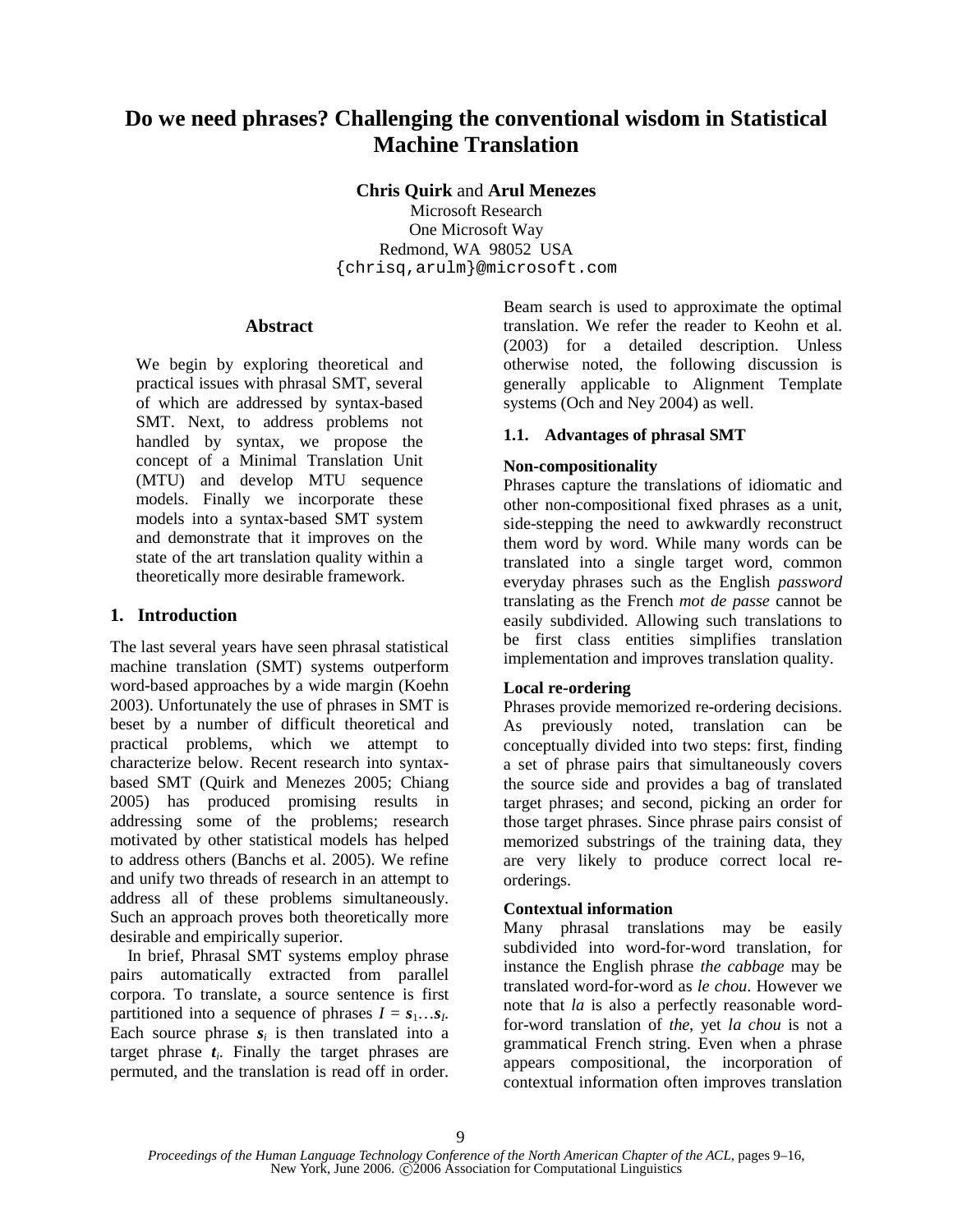# Do we need phrases? Challenging the conventional wisdom in Statistical Machine Translation

**Chris Quirk** and **Arul Menezes**
Microsoft Research
One Microsoft Way
Redmond, WA 98052 USA
{chrisq,arulm}@microsoft.com

## Abstract

We begin by exploring theoretical and practical issues with phrasal SMT, several of which are addressed by syntax-based SMT. Next, to address problems not handled by syntax, we propose the concept of a Minimal Translation Unit (MTU) and develop MTU sequence models. Finally we incorporate these models into a syntax-based SMT system and demonstrate that it improves on the state of the art translation quality within a theoretically more desirable framework.

## 1. Introduction

The last several years have seen phrasal statistical machine translation (SMT) systems outperform word-based approaches by a wide margin (Koehn 2003). Unfortunately the use of phrases in SMT is beset by a number of difficult theoretical and practical problems, which we attempt to characterize below. Recent research into syntax-based SMT (Quirk and Menezes 2005; Chiang 2005) has produced promising results in addressing some of the problems; research motivated by other statistical models has helped to address others (Banchs et al. 2005). We refine and unify two threads of research in an attempt to address all of these problems simultaneously. Such an approach proves both theoretically more desirable and empirically superior.

In brief, Phrasal SMT systems employ phrase pairs automatically extracted from parallel corpora. To translate, a source sentence is first partitioned into a sequence of phrases $I = \boldsymbol{s}_1 \ldots \boldsymbol{s}_I$. Each source phrase $\boldsymbol{s}_i$ is then translated into a target phrase $\boldsymbol{t}_i$. Finally the target phrases are permuted, and the translation is read off in order. Beam search is used to approximate the optimal translation. We refer the reader to Keohn et al. (2003) for a detailed description. Unless otherwise noted, the following discussion is generally applicable to Alignment Template systems (Och and Ney 2004) as well.

### 1.1. Advantages of phrasal SMT

**Non-compositionality**
Phrases capture the translations of idiomatic and other non-compositional fixed phrases as a unit, side-stepping the need to awkwardly reconstruct them word by word. While many words can be translated into a single target word, common everyday phrases such as the English *password* translating as the French *mot de passe* cannot be easily subdivided. Allowing such translations to be first class entities simplifies translation implementation and improves translation quality.

**Local re-ordering**
Phrases provide memorized re-ordering decisions. As previously noted, translation can be conceptually divided into two steps: first, finding a set of phrase pairs that simultaneously covers the source side and provides a bag of translated target phrases; and second, picking an order for those target phrases. Since phrase pairs consist of memorized substrings of the training data, they are very likely to produce correct local re-orderings.

**Contextual information**
Many phrasal translations may be easily subdivided into word-for-word translation, for instance the English phrase *the cabbage* may be translated word-for-word as *le chou*. However we note that *la* is also a perfectly reasonable word-for-word translation of *the*, yet *la chou* is not a grammatical French string. Even when a phrase appears compositional, the incorporation of contextual information often improves translation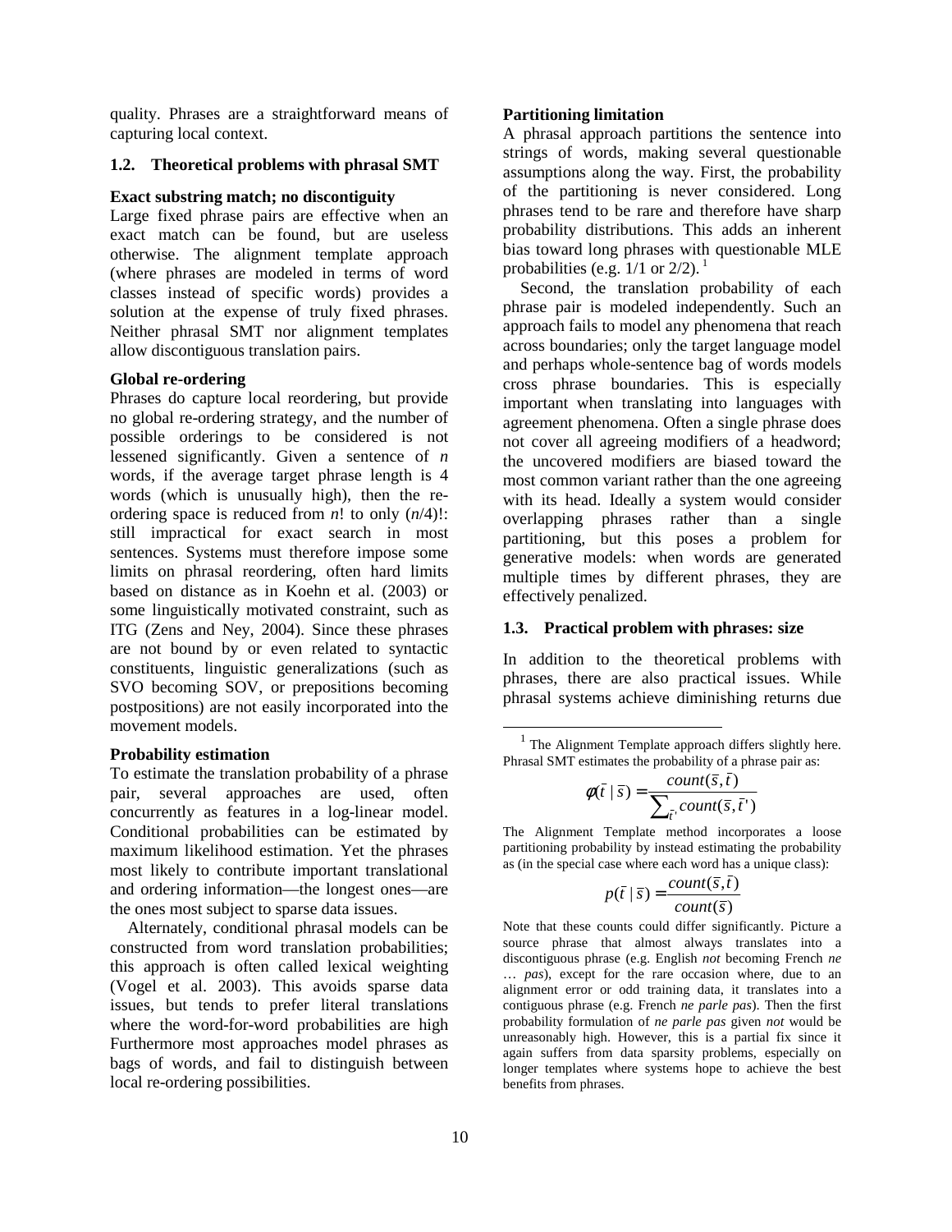quality. Phrases are a straightforward means of capturing local context.

## 1.2. Theoretical problems with phrasal SMT

**Exact substring match; no discontiguity**

Large fixed phrase pairs are effective when an exact match can be found, but are useless otherwise. The alignment template approach (where phrases are modeled in terms of word classes instead of specific words) provides a solution at the expense of truly fixed phrases. Neither phrasal SMT nor alignment templates allow discontiguous translation pairs.

**Global re-ordering**

Phrases do capture local reordering, but provide no global re-ordering strategy, and the number of possible orderings to be considered is not lessened significantly. Given a sentence of *n* words, if the average target phrase length is 4 words (which is unusually high), then the re-ordering space is reduced from $n!$ to only $(n/4)!$: still impractical for exact search in most sentences. Systems must therefore impose some limits on phrasal reordering, often hard limits based on distance as in Koehn et al. (2003) or some linguistically motivated constraint, such as ITG (Zens and Ney, 2004). Since these phrases are not bound by or even related to syntactic constituents, linguistic generalizations (such as SVO becoming SOV, or prepositions becoming postpositions) are not easily incorporated into the movement models.

**Probability estimation**

To estimate the translation probability of a phrase pair, several approaches are used, often concurrently as features in a log-linear model. Conditional probabilities can be estimated by maximum likelihood estimation. Yet the phrases most likely to contribute important translational and ordering information—the longest ones—are the ones most subject to sparse data issues.

Alternately, conditional phrasal models can be constructed from word translation probabilities; this approach is often called lexical weighting (Vogel et al. 2003). This avoids sparse data issues, but tends to prefer literal translations where the word-for-word probabilities are high Furthermore most approaches model phrases as bags of words, and fail to distinguish between local re-ordering possibilities.

**Partitioning limitation**

A phrasal approach partitions the sentence into strings of words, making several questionable assumptions along the way. First, the probability of the partitioning is never considered. Long phrases tend to be rare and therefore have sharp probability distributions. This adds an inherent bias toward long phrases with questionable MLE probabilities (e.g. 1/1 or 2/2).[1]

Second, the translation probability of each phrase pair is modeled independently. Such an approach fails to model any phenomena that reach across boundaries; only the target language model and perhaps whole-sentence bag of words models cross phrase boundaries. This is especially important when translating into languages with agreement phenomena. Often a single phrase does not cover all agreeing modifiers of a headword; the uncovered modifiers are biased toward the most common variant rather than the one agreeing with its head. Ideally a system would consider overlapping phrases rather than a single partitioning, but this poses a problem for generative models: when words are generated multiple times by different phrases, they are effectively penalized.

## 1.3. Practical problem with phrases: size

In addition to the theoretical problems with phrases, there are also practical issues. While phrasal systems achieve diminishing returns due

---

[1] The Alignment Template approach differs slightly here. Phrasal SMT estimates the probability of a phrase pair as:

$$\phi(\bar{t} \mid \bar{s}) = \frac{count(\bar{s}, \bar{t})}{\sum_{\bar{t}'} count(\bar{s}, \bar{t}')}$$

The Alignment Template method incorporates a loose partitioning probability by instead estimating the probability as (in the special case where each word has a unique class):

$$p(\bar{t} \mid \bar{s}) = \frac{count(\bar{s}, \bar{t})}{count(\bar{s})}$$

Note that these counts could differ significantly. Picture a source phrase that almost always translates into a discontiguous phrase (e.g. English *not* becoming French *ne … pas*), except for the rare occasion where, due to an alignment error or odd training data, it translates into a contiguous phrase (e.g. French *ne parle pas*). Then the first probability formulation of *ne parle pas* given *not* would be unreasonably high. However, this is a partial fix since it again suffers from data sparsity problems, especially on longer templates where systems hope to achieve the best benefits from phrases.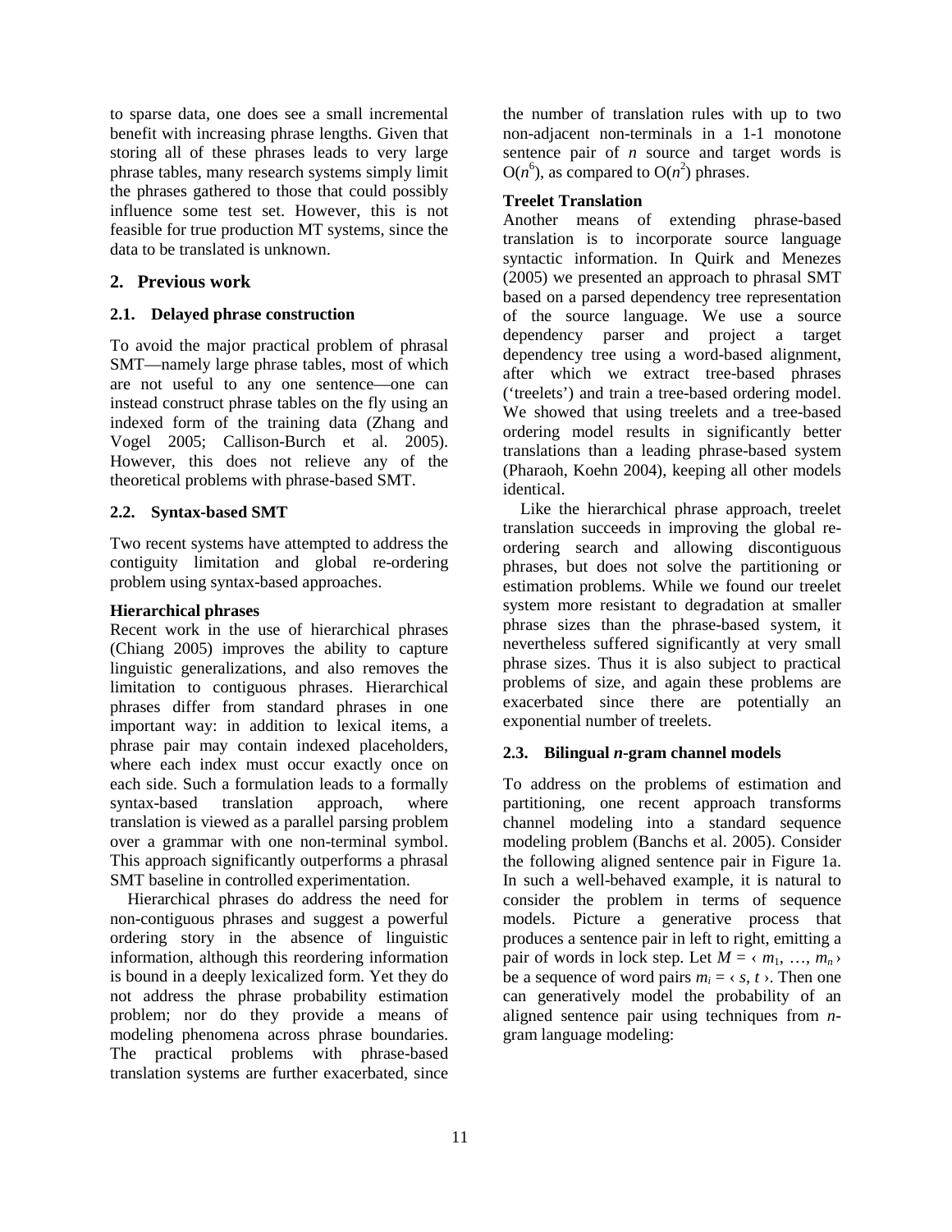to sparse data, one does see a small incremental benefit with increasing phrase lengths. Given that storing all of these phrases leads to very large phrase tables, many research systems simply limit the phrases gathered to those that could possibly influence some test set. However, this is not feasible for true production MT systems, since the data to be translated is unknown.

## 2. Previous work

### 2.1. Delayed phrase construction

To avoid the major practical problem of phrasal SMT—namely large phrase tables, most of which are not useful to any one sentence—one can instead construct phrase tables on the fly using an indexed form of the training data (Zhang and Vogel 2005; Callison-Burch et al. 2005). However, this does not relieve any of the theoretical problems with phrase-based SMT.

### 2.2. Syntax-based SMT

Two recent systems have attempted to address the contiguity limitation and global re-ordering problem using syntax-based approaches.

**Hierarchical phrases**

Recent work in the use of hierarchical phrases (Chiang 2005) improves the ability to capture linguistic generalizations, and also removes the limitation to contiguous phrases. Hierarchical phrases differ from standard phrases in one important way: in addition to lexical items, a phrase pair may contain indexed placeholders, where each index must occur exactly once on each side. Such a formulation leads to a formally syntax-based translation approach, where translation is viewed as a parallel parsing problem over a grammar with one non-terminal symbol. This approach significantly outperforms a phrasal SMT baseline in controlled experimentation.

Hierarchical phrases do address the need for non-contiguous phrases and suggest a powerful ordering story in the absence of linguistic information, although this reordering information is bound in a deeply lexicalized form. Yet they do not address the phrase probability estimation problem; nor do they provide a means of modeling phenomena across phrase boundaries. The practical problems with phrase-based translation systems are further exacerbated, since the number of translation rules with up to two non-adjacent non-terminals in a 1-1 monotone sentence pair of $n$ source and target words is $O(n^6)$, as compared to $O(n^2)$ phrases.

**Treelet Translation**

Another means of extending phrase-based translation is to incorporate source language syntactic information. In Quirk and Menezes (2005) we presented an approach to phrasal SMT based on a parsed dependency tree representation of the source language. We use a source dependency parser and project a target dependency tree using a word-based alignment, after which we extract tree-based phrases ('treelets') and train a tree-based ordering model. We showed that using treelets and a tree-based ordering model results in significantly better translations than a leading phrase-based system (Pharaoh, Koehn 2004), keeping all other models identical.

Like the hierarchical phrase approach, treelet translation succeeds in improving the global re-ordering search and allowing discontiguous phrases, but does not solve the partitioning or estimation problems. While we found our treelet system more resistant to degradation at smaller phrase sizes than the phrase-based system, it nevertheless suffered significantly at very small phrase sizes. Thus it is also subject to practical problems of size, and again these problems are exacerbated since there are potentially an exponential number of treelets.

### 2.3. Bilingual *n*-gram channel models

To address on the problems of estimation and partitioning, one recent approach transforms channel modeling into a standard sequence modeling problem (Banchs et al. 2005). Consider the following aligned sentence pair in Figure 1a. In such a well-behaved example, it is natural to consider the problem in terms of sequence models. Picture a generative process that produces a sentence pair in left to right, emitting a pair of words in lock step. Let $M = \langle m_1, \ldots, m_n \rangle$ be a sequence of word pairs $m_i = \langle s, t \rangle$. Then one can generatively model the probability of an aligned sentence pair using techniques from $n$-gram language modeling: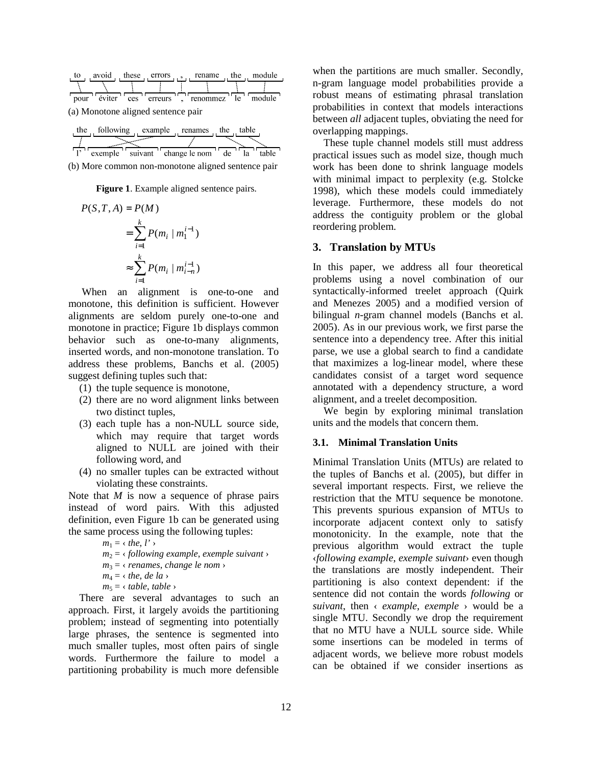to avoid these errors , rename the module

pour éviter ces erreurs , renommez le module

(a) Monotone aligned sentence pair

the following example renames the table

l' exemple suivant change le nom de la table

(b) More common non-monotone aligned sentence pair

**Figure 1**. Example aligned sentence pairs.

$$
\begin{aligned}
P(S,T,A) &= P(M) \\
&= \sum_{i=1}^{k} P(m_i \mid m_1^{i-1}) \\
&\approx \sum_{i=1}^{k} P(m_i \mid m_{i-n}^{i-1})
\end{aligned}
$$

When an alignment is one-to-one and monotone, this definition is sufficient. However alignments are seldom purely one-to-one and monotone in practice; Figure 1b displays common behavior such as one-to-many alignments, inserted words, and non-monotone translation. To address these problems, Banchs et al. (2005) suggest defining tuples such that:

1. the tuple sequence is monotone,
2. there are no word alignment links between two distinct tuples,
3. each tuple has a non-NULL source side, which may require that target words aligned to NULL are joined with their following word, and
4. no smaller tuples can be extracted without violating these constraints.

Note that $M$ is now a sequence of phrase pairs instead of word pairs. With this adjusted definition, even Figure 1b can be generated using the same process using the following tuples:

$m_1$ = ‹ *the*, *l'* ›
$m_2$ = ‹ *following example*, *exemple suivant* ›
$m_3$ = ‹ *renames*, *change le nom* ›
$m_4$ = ‹ *the*, *de la* ›
$m_5$ = ‹ *table*, *table* ›

There are several advantages to such an approach. First, it largely avoids the partitioning problem; instead of segmenting into potentially large phrases, the sentence is segmented into much smaller tuples, most often pairs of single words. Furthermore the failure to model a partitioning probability is much more defensible when the partitions are much smaller. Secondly, n-gram language model probabilities provide a robust means of estimating phrasal translation probabilities in context that models interactions between *all* adjacent tuples, obviating the need for overlapping mappings.

These tuple channel models still must address practical issues such as model size, though much work has been done to shrink language models with minimal impact to perplexity (e.g. Stolcke 1998), which these models could immediately leverage. Furthermore, these models do not address the contiguity problem or the global reordering problem.

## 3. Translation by MTUs

In this paper, we address all four theoretical problems using a novel combination of our syntactically-informed treelet approach (Quirk and Menezes 2005) and a modified version of bilingual *n*-gram channel models (Banchs et al. 2005). As in our previous work, we first parse the sentence into a dependency tree. After this initial parse, we use a global search to find a candidate that maximizes a log-linear model, where these candidates consist of a target word sequence annotated with a dependency structure, a word alignment, and a treelet decomposition.

We begin by exploring minimal translation units and the models that concern them.

### 3.1. Minimal Translation Units

Minimal Translation Units (MTUs) are related to the tuples of Banchs et al. (2005), but differ in several important respects. First, we relieve the restriction that the MTU sequence be monotone. This prevents spurious expansion of MTUs to incorporate adjacent context only to satisfy monotonicity. In the example, note that the previous algorithm would extract the tuple ‹*following example*, *exemple suivant*› even though the translations are mostly independent. Their partitioning is also context dependent: if the sentence did not contain the words *following* or *suivant*, then ‹ *example*, *exemple* › would be a single MTU. Secondly we drop the requirement that no MTU have a NULL source side. While some insertions can be modeled in terms of adjacent words, we believe more robust models can be obtained if we consider insertions as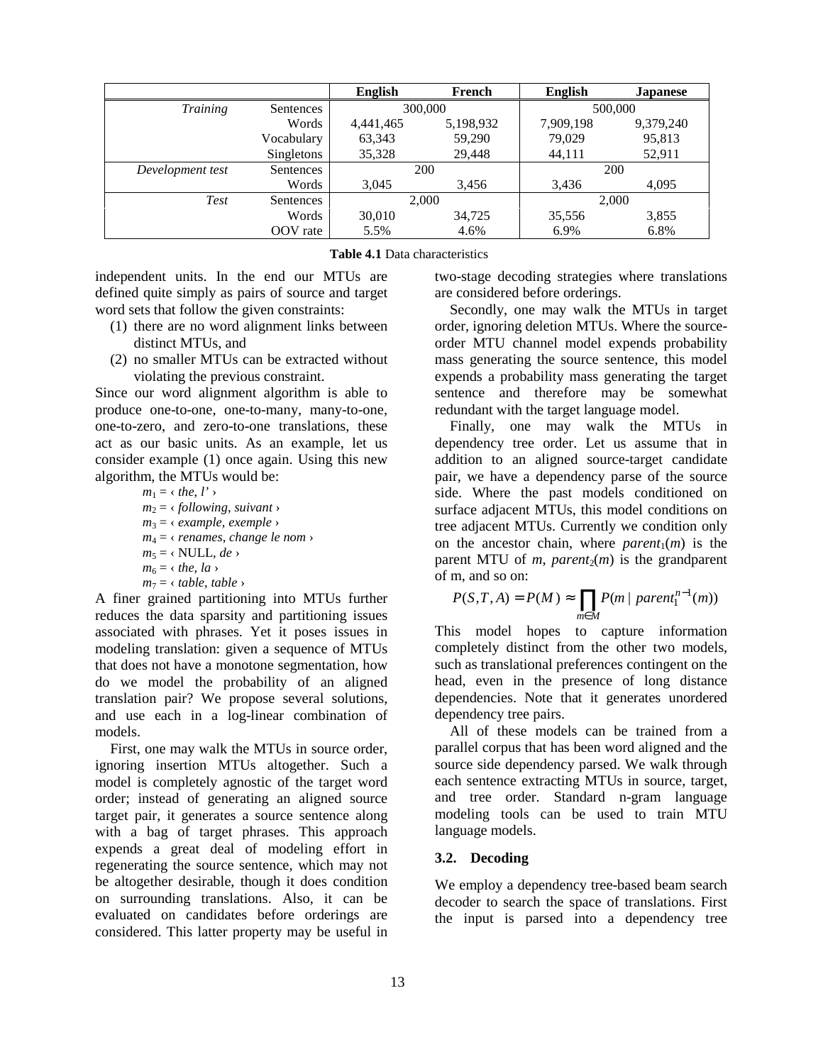| | | English | French | English | Japanese |
|---|---|---|---|---|---|
| *Training* | Sentences | 300,000 | | 500,000 | |
| | Words | 4,441,465 | 5,198,932 | 7,909,198 | 9,379,240 |
| | Vocabulary | 63,343 | 59,290 | 79,029 | 95,813 |
| | Singletons | 35,328 | 29,448 | 44,111 | 52,911 |
| *Development test* | Sentences | 200 | | 200 | |
| | Words | 3,045 | 3,456 | 3,436 | 4,095 |
| *Test* | Sentences | 2,000 | | 2,000 | |
| | Words | 30,010 | 34,725 | 35,556 | 3,855 |
| | OOV rate | 5.5% | 4.6% | 6.9% | 6.8% |

**Table 4.1** Data characteristics

independent units. In the end our MTUs are defined quite simply as pairs of source and target word sets that follow the given constraints:

(1) there are no word alignment links between distinct MTUs, and
(2) no smaller MTUs can be extracted without violating the previous constraint.

Since our word alignment algorithm is able to produce one-to-one, one-to-many, many-to-one, one-to-zero, and zero-to-one translations, these act as our basic units. As an example, let us consider example (1) once again. Using this new algorithm, the MTUs would be:

$m_1$ = ‹ *the*, *l'* ›
$m_2$ = ‹ *following*, *suivant* ›
$m_3$ = ‹ *example*, *exemple* ›
$m_4$ = ‹ *renames*, *change le nom* ›
$m_5$ = ‹ NULL, *de* ›
$m_6$ = ‹ *the*, *la* ›
$m_7$ = ‹ *table*, *table* ›

A finer grained partitioning into MTUs further reduces the data sparsity and partitioning issues associated with phrases. Yet it poses issues in modeling translation: given a sequence of MTUs that does not have a monotone segmentation, how do we model the probability of an aligned translation pair? We propose several solutions, and use each in a log-linear combination of models.

First, one may walk the MTUs in source order, ignoring insertion MTUs altogether. Such a model is completely agnostic of the target word order; instead of generating an aligned source target pair, it generates a source sentence along with a bag of target phrases. This approach expends a great deal of modeling effort in regenerating the source sentence, which may not be altogether desirable, though it does condition on surrounding translations. Also, it can be evaluated on candidates before orderings are considered. This latter property may be useful in two-stage decoding strategies where translations are considered before orderings.

Secondly, one may walk the MTUs in target order, ignoring deletion MTUs. Where the source-order MTU channel model expends probability mass generating the source sentence, this model expends a probability mass generating the target sentence and therefore may be somewhat redundant with the target language model.

Finally, one may walk the MTUs in dependency tree order. Let us assume that in addition to an aligned source-target candidate pair, we have a dependency parse of the source side. Where the past models conditioned on surface adjacent MTUs, this model conditions on tree adjacent MTUs. Currently we condition only on the ancestor chain, where $parent_1(m)$ is the parent MTU of $m$, $parent_2(m)$ is the grandparent of m, and so on:

$$P(S,T,A) = P(M) \approx \prod_{m \in M} P(m \mid parent_1^{n-1}(m))$$

This model hopes to capture information completely distinct from the other two models, such as translational preferences contingent on the head, even in the presence of long distance dependencies. Note that it generates unordered dependency tree pairs.

All of these models can be trained from a parallel corpus that has been word aligned and the source side dependency parsed. We walk through each sentence extracting MTUs in source, target, and tree order. Standard n-gram language modeling tools can be used to train MTU language models.

### 3.2. Decoding

We employ a dependency tree-based beam search decoder to search the space of translations. First the input is parsed into a dependency tree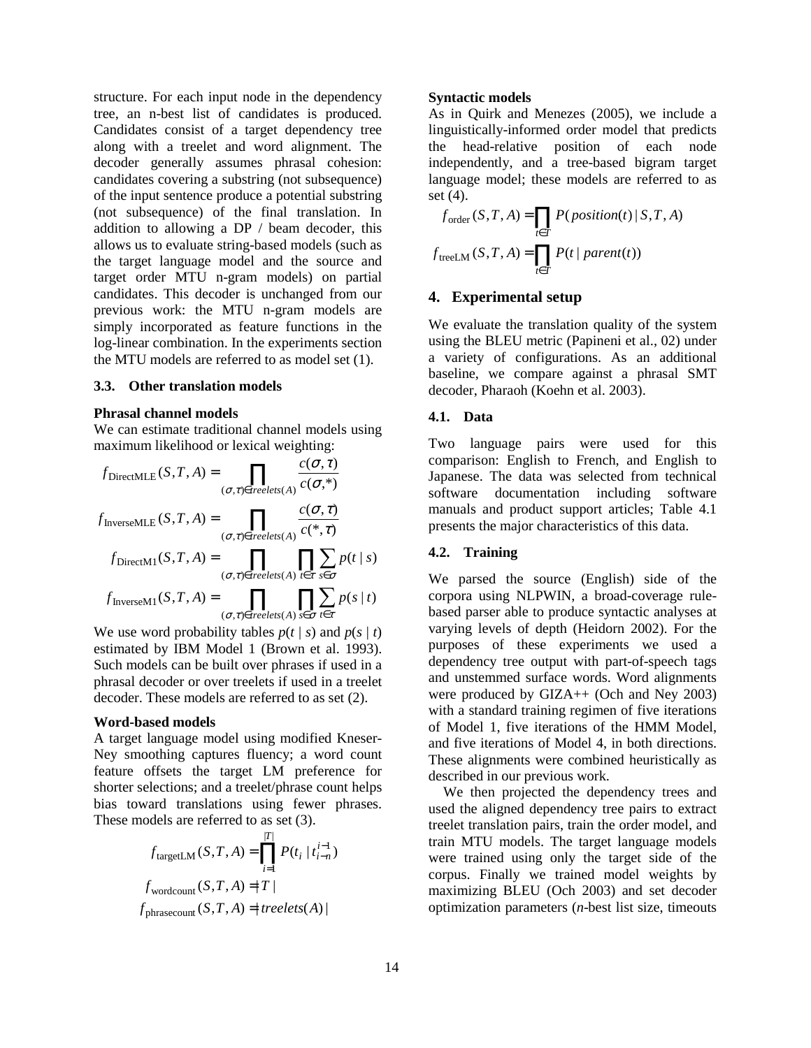structure. For each input node in the dependency tree, an n-best list of candidates is produced. Candidates consist of a target dependency tree along with a treelet and word alignment. The decoder generally assumes phrasal cohesion: candidates covering a substring (not subsequence) of the input sentence produce a potential substring (not subsequence) of the final translation. In addition to allowing a DP / beam decoder, this allows us to evaluate string-based models (such as the target language model and the source and target order MTU n-gram models) on partial candidates. This decoder is unchanged from our previous work: the MTU n-gram models are simply incorporated as feature functions in the log-linear combination. In the experiments section the MTU models are referred to as model set (1).

### 3.3. Other translation models

**Phrasal channel models**

We can estimate traditional channel models using maximum likelihood or lexical weighting:

$$f_{\text{DirectMLE}}(S,T,A) = \prod_{(\sigma,\tau)\in treelets(A)} \frac{c(\sigma,\tau)}{c(\sigma,*)}$$

$$f_{\text{InverseMLE}}(S,T,A) = \prod_{(\sigma,\tau)\in treelets(A)} \frac{c(\sigma,\tau)}{c(*,\tau)}$$

$$f_{\text{DirectM1}}(S,T,A) = \prod_{(\sigma,\tau)\in treelets(A)} \prod_{t\in\tau} \sum_{s\in\sigma} p(t \mid s)$$

$$f_{\text{InverseM1}}(S,T,A) = \prod_{(\sigma,\tau)\in treelets(A)} \prod_{s\in\sigma} \sum_{t\in\tau} p(s \mid t)$$

We use word probability tables $p(t \mid s)$ and $p(s \mid t)$ estimated by IBM Model 1 (Brown et al. 1993). Such models can be built over phrases if used in a phrasal decoder or over treelets if used in a treelet decoder. These models are referred to as set (2).

**Word-based models**

A target language model using modified Kneser-Ney smoothing captures fluency; a word count feature offsets the target LM preference for shorter selections; and a treelet/phrase count helps bias toward translations using fewer phrases. These models are referred to as set (3).

$$f_{\text{targetLM}}(S,T,A) = \prod_{i=1}^{|T|} P(t_i \mid t_{i-n}^{i-1})$$

$$f_{\text{wordcount}}(S,T,A) = |T|$$

$$f_{\text{phrasecount}}(S,T,A) = |treelets(A)|$$

**Syntactic models**

As in Quirk and Menezes (2005), we include a linguistically-informed order model that predicts the head-relative position of each node independently, and a tree-based bigram target language model; these models are referred to as set (4).

$$f_{\text{order}}(S,T,A) = \prod_{t\in T} P(position(t) \mid S,T,A)$$

$$f_{\text{treeLM}}(S,T,A) = \prod_{t\in T} P(t \mid parent(t))$$

## 4. Experimental setup

We evaluate the translation quality of the system using the BLEU metric (Papineni et al., 02) under a variety of configurations. As an additional baseline, we compare against a phrasal SMT decoder, Pharaoh (Koehn et al. 2003).

### 4.1. Data

Two language pairs were used for this comparison: English to French, and English to Japanese. The data was selected from technical software documentation including software manuals and product support articles; Table 4.1 presents the major characteristics of this data.

### 4.2. Training

We parsed the source (English) side of the corpora using NLPWIN, a broad-coverage rule-based parser able to produce syntactic analyses at varying levels of depth (Heidorn 2002). For the purposes of these experiments we used a dependency tree output with part-of-speech tags and unstemmed surface words. Word alignments were produced by GIZA++ (Och and Ney 2003) with a standard training regimen of five iterations of Model 1, five iterations of the HMM Model, and five iterations of Model 4, in both directions. These alignments were combined heuristically as described in our previous work.

We then projected the dependency trees and used the aligned dependency tree pairs to extract treelet translation pairs, train the order model, and train MTU models. The target language models were trained using only the target side of the corpus. Finally we trained model weights by maximizing BLEU (Och 2003) and set decoder optimization parameters (*n*-best list size, timeouts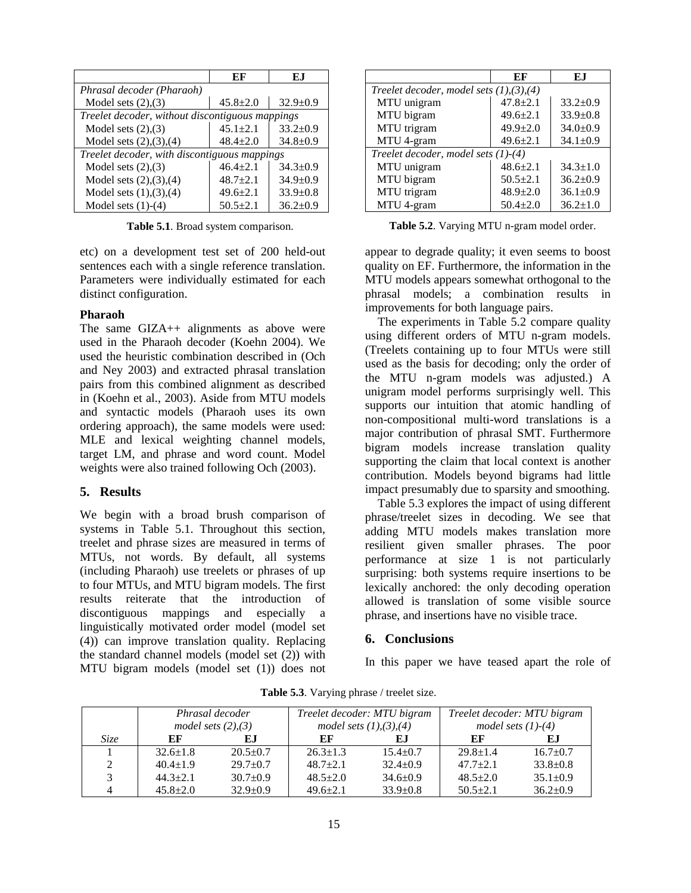| | EF | EJ |
|---|---|---|
| *Phrasal decoder (Pharaoh)* | | |
| Model sets (2),(3) | 45.8±2.0 | 32.9±0.9 |
| *Treelet decoder, without discontiguous mappings* | | |
| Model sets (2),(3) | 45.1±2.1 | 33.2±0.9 |
| Model sets (2),(3),(4) | 48.4±2.0 | 34.8±0.9 |
| *Treelet decoder, with discontiguous mappings* | | |
| Model sets (2),(3) | 46.4±2.1 | 34.3±0.9 |
| Model sets (2),(3),(4) | 48.7±2.1 | 34.9±0.9 |
| Model sets (1),(3),(4) | 49.6±2.1 | 33.9±0.8 |
| Model sets (1)-(4) | 50.5±2.1 | 36.2±0.9 |

**Table 5.1**. Broad system comparison.

| | EF | EJ |
|---|---|---|
| *Treelet decoder, model sets (1),(3),(4)* | | |
| MTU unigram | 47.8±2.1 | 33.2±0.9 |
| MTU bigram | 49.6±2.1 | 33.9±0.8 |
| MTU trigram | 49.9±2.0 | 34.0±0.9 |
| MTU 4-gram | 49.6±2.1 | 34.1±0.9 |
| *Treelet decoder, model sets (1)-(4)* | | |
| MTU unigram | 48.6±2.1 | 34.3±1.0 |
| MTU bigram | 50.5±2.1 | 36.2±0.9 |
| MTU trigram | 48.9±2.0 | 36.1±0.9 |
| MTU 4-gram | 50.4±2.0 | 36.2±1.0 |

**Table 5.2**. Varying MTU n-gram model order.

etc) on a development test set of 200 held-out sentences each with a single reference translation. Parameters were individually estimated for each distinct configuration.

**Pharaoh**

The same GIZA++ alignments as above were used in the Pharaoh decoder (Koehn 2004). We used the heuristic combination described in (Och and Ney 2003) and extracted phrasal translation pairs from this combined alignment as described in (Koehn et al., 2003). Aside from MTU models and syntactic models (Pharaoh uses its own ordering approach), the same models were used: MLE and lexical weighting channel models, target LM, and phrase and word count. Model weights were also trained following Och (2003).

## 5. Results

We begin with a broad brush comparison of systems in Table 5.1. Throughout this section, treelet and phrase sizes are measured in terms of MTUs, not words. By default, all systems (including Pharaoh) use treelets or phrases of up to four MTUs, and MTU bigram models. The first results reiterate that the introduction of discontiguous mappings and especially a linguistically motivated order model (model set (4)) can improve translation quality. Replacing the standard channel models (model set (2)) with MTU bigram models (model set (1)) does not appear to degrade quality; it even seems to boost quality on EF. Furthermore, the information in the MTU models appears somewhat orthogonal to the phrasal models; a combination results in improvements for both language pairs.

The experiments in Table 5.2 compare quality using different orders of MTU n-gram models. (Treelets containing up to four MTUs were still used as the basis for decoding; only the order of the MTU n-gram models was adjusted.) A unigram model performs surprisingly well. This supports our intuition that atomic handling of non-compositional multi-word translations is a major contribution of phrasal SMT. Furthermore bigram models increase translation quality supporting the claim that local context is another contribution. Models beyond bigrams had little impact presumably due to sparsity and smoothing.

Table 5.3 explores the impact of using different phrase/treelet sizes in decoding. We see that adding MTU models makes translation more resilient given smaller phrases. The poor performance at size 1 is not particularly surprising: both systems require insertions to be lexically anchored: the only decoding operation allowed is translation of some visible source phrase, and insertions have no visible trace.

## 6. Conclusions

In this paper we have teased apart the role of

**Table 5.3**. Varying phrase / treelet size.

| | *Phrasal decoder model sets (2),(3)* | | *Treelet decoder: MTU bigram model sets (1),(3),(4)* | | *Treelet decoder: MTU bigram model sets (1)-(4)* | |
|---|---|---|---|---|---|---|
| *Size* | EF | EJ | EF | EJ | EF | EJ |
| 1 | 32.6±1.8 | 20.5±0.7 | 26.3±1.3 | 15.4±0.7 | 29.8±1.4 | 16.7±0.7 |
| 2 | 40.4±1.9 | 29.7±0.7 | 48.7±2.1 | 32.4±0.9 | 47.7±2.1 | 33.8±0.8 |
| 3 | 44.3±2.1 | 30.7±0.9 | 48.5±2.0 | 34.6±0.9 | 48.5±2.0 | 35.1±0.9 |
| 4 | 45.8±2.0 | 32.9±0.9 | 49.6±2.1 | 33.9±0.8 | 50.5±2.1 | 36.2±0.9 |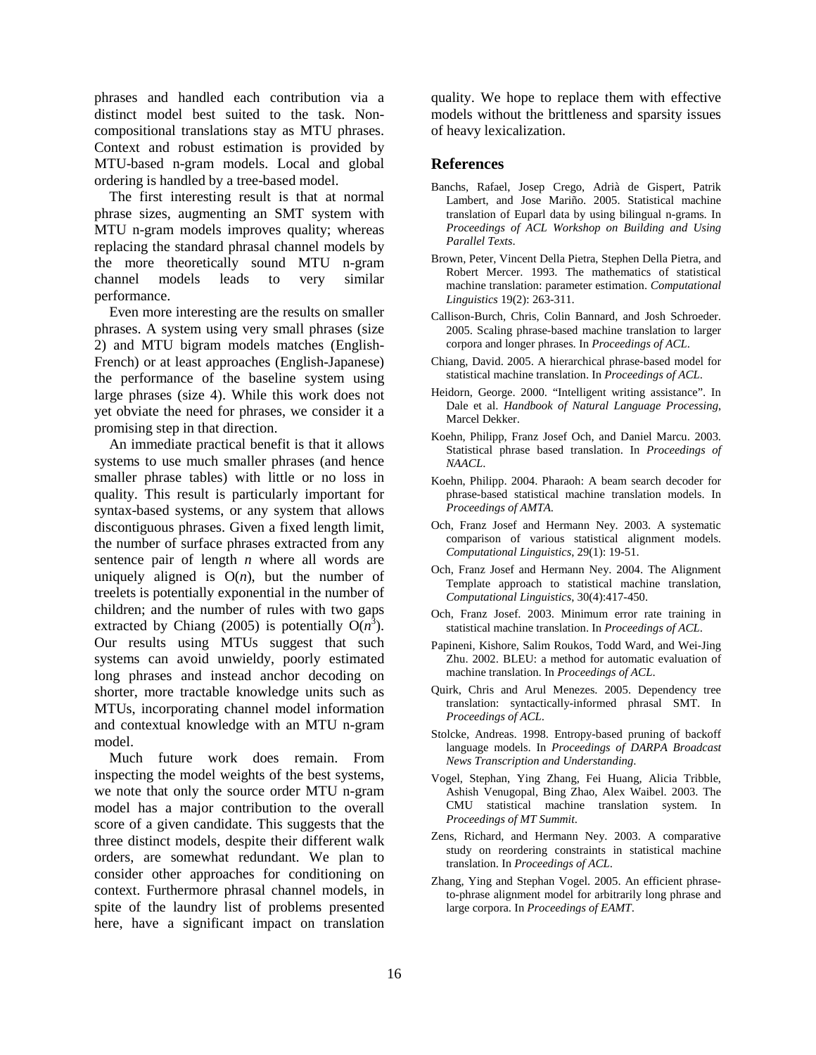phrases and handled each contribution via a distinct model best suited to the task. Non-compositional translations stay as MTU phrases. Context and robust estimation is provided by MTU-based n-gram models. Local and global ordering is handled by a tree-based model.

The first interesting result is that at normal phrase sizes, augmenting an SMT system with MTU n-gram models improves quality; whereas replacing the standard phrasal channel models by the more theoretically sound MTU n-gram channel models leads to very similar performance.

Even more interesting are the results on smaller phrases. A system using very small phrases (size 2) and MTU bigram models matches (English-French) or at least approaches (English-Japanese) the performance of the baseline system using large phrases (size 4). While this work does not yet obviate the need for phrases, we consider it a promising step in that direction.

An immediate practical benefit is that it allows systems to use much smaller phrases (and hence smaller phrase tables) with little or no loss in quality. This result is particularly important for syntax-based systems, or any system that allows discontiguous phrases. Given a fixed length limit, the number of surface phrases extracted from any sentence pair of length $n$ where all words are uniquely aligned is $O(n)$, but the number of treelets is potentially exponential in the number of children; and the number of rules with two gaps extracted by Chiang (2005) is potentially $O(n^3)$. Our results using MTUs suggest that such systems can avoid unwieldy, poorly estimated long phrases and instead anchor decoding on shorter, more tractable knowledge units such as MTUs, incorporating channel model information and contextual knowledge with an MTU n-gram model.

Much future work does remain. From inspecting the model weights of the best systems, we note that only the source order MTU n-gram model has a major contribution to the overall score of a given candidate. This suggests that the three distinct models, despite their different walk orders, are somewhat redundant. We plan to consider other approaches for conditioning on context. Furthermore phrasal channel models, in spite of the laundry list of problems presented here, have a significant impact on translation quality. We hope to replace them with effective models without the brittleness and sparsity issues of heavy lexicalization.

## References

Banchs, Rafael, Josep Crego, Adrià de Gispert, Patrik Lambert, and Jose Mariño. 2005. Statistical machine translation of Euparl data by using bilingual n-grams. In *Proceedings of ACL Workshop on Building and Using Parallel Texts*.

Brown, Peter, Vincent Della Pietra, Stephen Della Pietra, and Robert Mercer. 1993. The mathematics of statistical machine translation: parameter estimation. *Computational Linguistics* 19(2): 263-311.

Callison-Burch, Chris, Colin Bannard, and Josh Schroeder. 2005. Scaling phrase-based machine translation to larger corpora and longer phrases. In *Proceedings of ACL*.

Chiang, David. 2005. A hierarchical phrase-based model for statistical machine translation. In *Proceedings of ACL*.

Heidorn, George. 2000. "Intelligent writing assistance". In Dale et al. *Handbook of Natural Language Processing*, Marcel Dekker.

Koehn, Philipp, Franz Josef Och, and Daniel Marcu. 2003. Statistical phrase based translation. In *Proceedings of NAACL*.

Koehn, Philipp. 2004. Pharaoh: A beam search decoder for phrase-based statistical machine translation models. In *Proceedings of AMTA*.

Och, Franz Josef and Hermann Ney. 2003. A systematic comparison of various statistical alignment models. *Computational Linguistics*, 29(1): 19-51.

Och, Franz Josef and Hermann Ney. 2004. The Alignment Template approach to statistical machine translation, *Computational Linguistics*, 30(4):417-450.

Och, Franz Josef. 2003. Minimum error rate training in statistical machine translation. In *Proceedings of ACL*.

Papineni, Kishore, Salim Roukos, Todd Ward, and Wei-Jing Zhu. 2002. BLEU: a method for automatic evaluation of machine translation. In *Proceedings of ACL*.

Quirk, Chris and Arul Menezes. 2005. Dependency tree translation: syntactically-informed phrasal SMT. In *Proceedings of ACL*.

Stolcke, Andreas. 1998. Entropy-based pruning of backoff language models. In *Proceedings of DARPA Broadcast News Transcription and Understanding*.

Vogel, Stephan, Ying Zhang, Fei Huang, Alicia Tribble, Ashish Venugopal, Bing Zhao, Alex Waibel. 2003. The CMU statistical machine translation system. In *Proceedings of MT Summit*.

Zens, Richard, and Hermann Ney. 2003. A comparative study on reordering constraints in statistical machine translation. In *Proceedings of ACL*.

Zhang, Ying and Stephan Vogel. 2005. An efficient phrase-to-phrase alignment model for arbitrarily long phrase and large corpora. In *Proceedings of EAMT*.